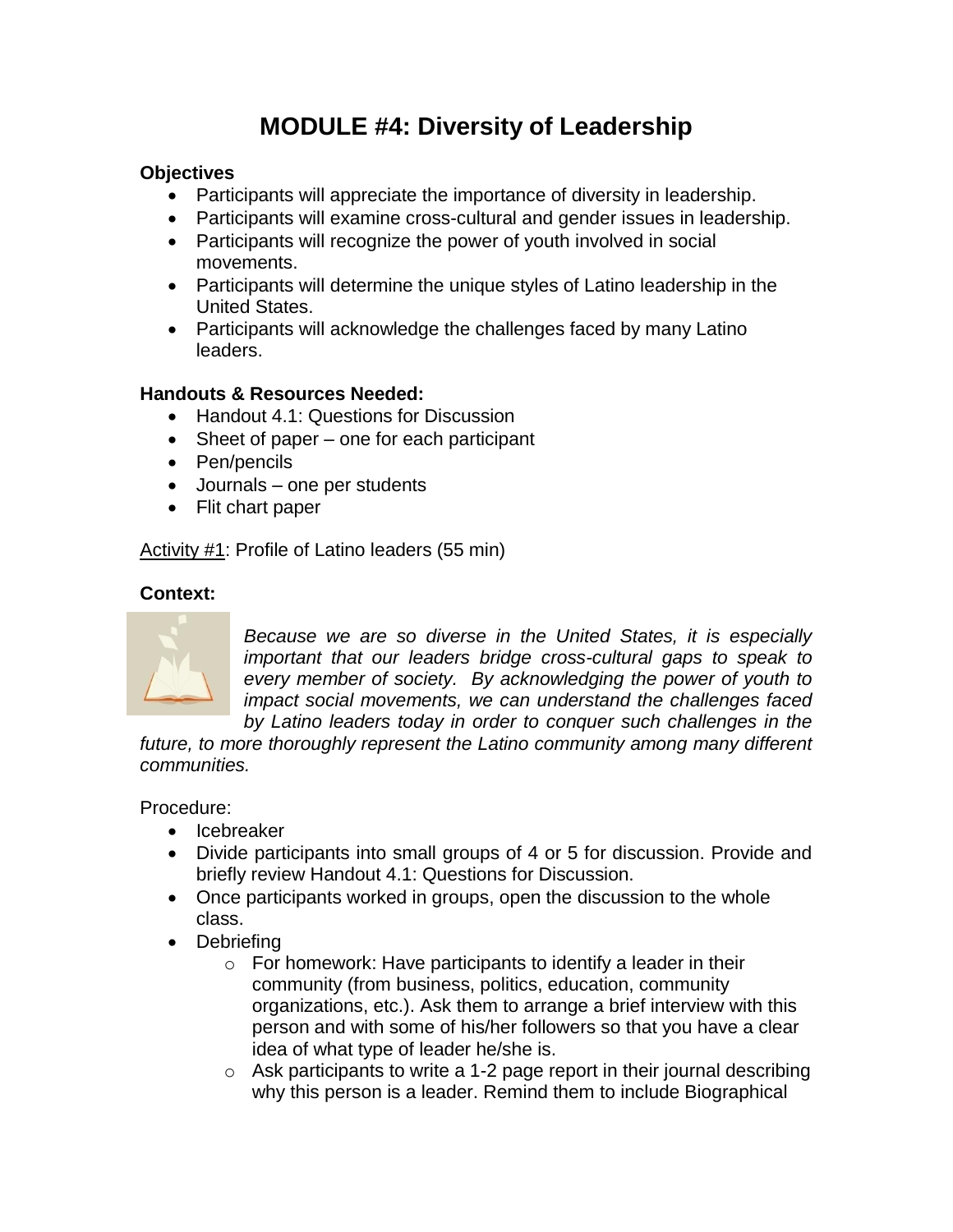# MODULE #4: Diversity of Leadership

**Objectives**

- Participants will appreciate the importance of diversity in leadership.
- Participants will examine cross-cultural and gender issues in leadership.
- Participants will recognize the power of youth involved in social movements.
- Participants will determine the unique styles of Latino leadership in the United States.
- Participants will acknowledge the challenges faced by many Latino leaders.

**Handouts & Resources Needed:**

- Handout 4.1: Questions for Discussion
- Sheet of paper – one for each participant
- Pen/pencils
- Journals – one per students
- Flit chart paper

<u>Activity #1</u>: Profile of Latino leaders (55 min)

**Context:**

*Because we are so diverse in the United States, it is especially important that our leaders bridge cross-cultural gaps to speak to every member of society. By acknowledging the power of youth to impact social movements, we can understand the challenges faced by Latino leaders today in order to conquer such challenges in the future, to more thoroughly represent the Latino community among many different communities.*

Procedure:

- Icebreaker
- Divide participants into small groups of 4 or 5 for discussion. Provide and briefly review Handout 4.1: Questions for Discussion.
- Once participants worked in groups, open the discussion to the whole class.
- Debriefing
  - For homework: Have participants to identify a leader in their community (from business, politics, education, community organizations, etc.). Ask them to arrange a brief interview with this person and with some of his/her followers so that you have a clear idea of what type of leader he/she is.
  - Ask participants to write a 1-2 page report in their journal describing why this person is a leader. Remind them to include Biographical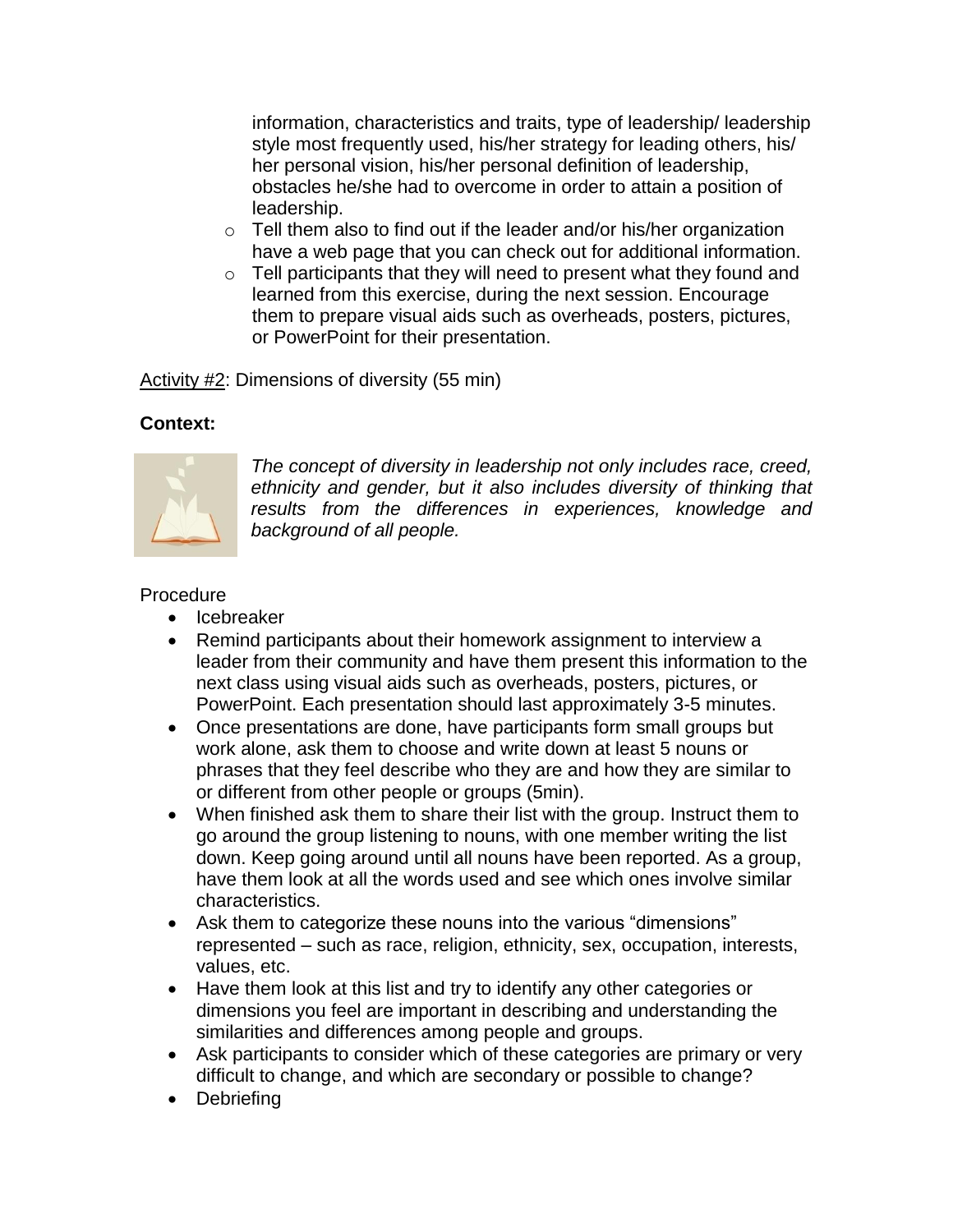information, characteristics and traits, type of leadership/ leadership style most frequently used, his/her strategy for leading others, his/ her personal vision, his/her personal definition of leadership, obstacles he/she had to overcome in order to attain a position of leadership.

- Tell them also to find out if the leader and/or his/her organization have a web page that you can check out for additional information.
- Tell participants that they will need to present what they found and learned from this exercise, during the next session. Encourage them to prepare visual aids such as overheads, posters, pictures, or PowerPoint for their presentation.

<u>Activity #2</u>: Dimensions of diversity (55 min)

**Context:**

*The concept of diversity in leadership not only includes race, creed, ethnicity and gender, but it also includes diversity of thinking that results from the differences in experiences, knowledge and background of all people.*

Procedure

- Icebreaker
- Remind participants about their homework assignment to interview a leader from their community and have them present this information to the next class using visual aids such as overheads, posters, pictures, or PowerPoint. Each presentation should last approximately 3-5 minutes.
- Once presentations are done, have participants form small groups but work alone, ask them to choose and write down at least 5 nouns or phrases that they feel describe who they are and how they are similar to or different from other people or groups (5min).
- When finished ask them to share their list with the group. Instruct them to go around the group listening to nouns, with one member writing the list down. Keep going around until all nouns have been reported. As a group, have them look at all the words used and see which ones involve similar characteristics.
- Ask them to categorize these nouns into the various "dimensions" represented – such as race, religion, ethnicity, sex, occupation, interests, values, etc.
- Have them look at this list and try to identify any other categories or dimensions you feel are important in describing and understanding the similarities and differences among people and groups.
- Ask participants to consider which of these categories are primary or very difficult to change, and which are secondary or possible to change?
- Debriefing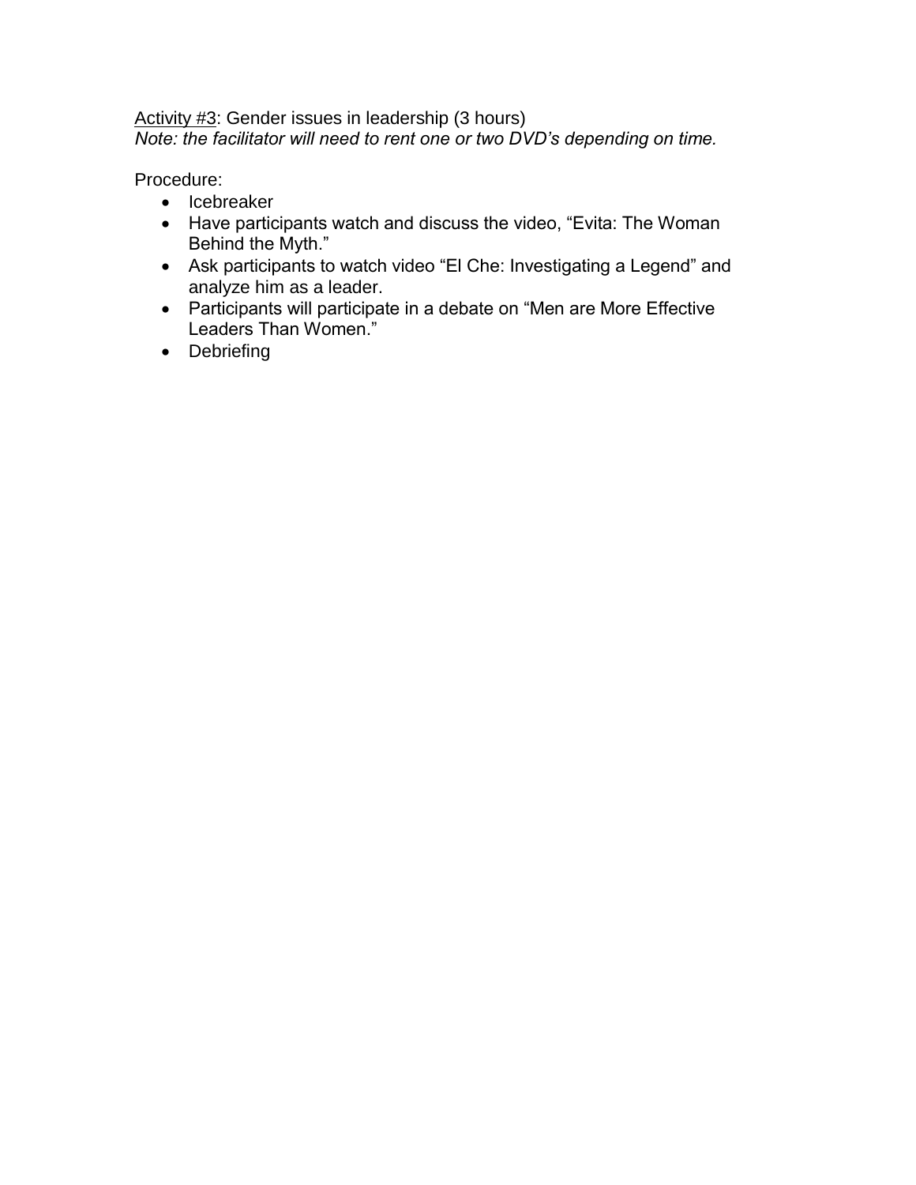<u>Activity #3</u>: Gender issues in leadership (3 hours)
*Note: the facilitator will need to rent one or two DVD's depending on time.*

Procedure:

- Icebreaker
- Have participants watch and discuss the video, "Evita: The Woman Behind the Myth."
- Ask participants to watch video "El Che: Investigating a Legend" and analyze him as a leader.
- Participants will participate in a debate on "Men are More Effective Leaders Than Women."
- Debriefing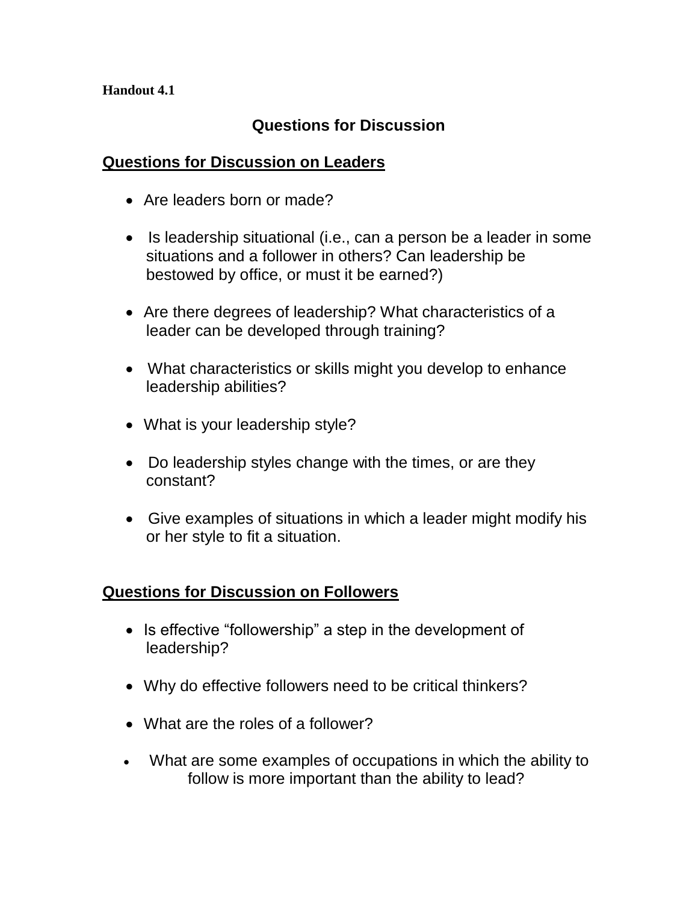**Handout 4.1**

# Questions for Discussion

## Questions for Discussion on Leaders

- Are leaders born or made?
- Is leadership situational (i.e., can a person be a leader in some situations and a follower in others? Can leadership be bestowed by office, or must it be earned?)
- Are there degrees of leadership? What characteristics of a leader can be developed through training?
- What characteristics or skills might you develop to enhance leadership abilities?
- What is your leadership style?
- Do leadership styles change with the times, or are they constant?
- Give examples of situations in which a leader might modify his or her style to fit a situation.

## Questions for Discussion on Followers

- Is effective "followership" a step in the development of leadership?
- Why do effective followers need to be critical thinkers?
- What are the roles of a follower?
- What are some examples of occupations in which the ability to follow is more important than the ability to lead?